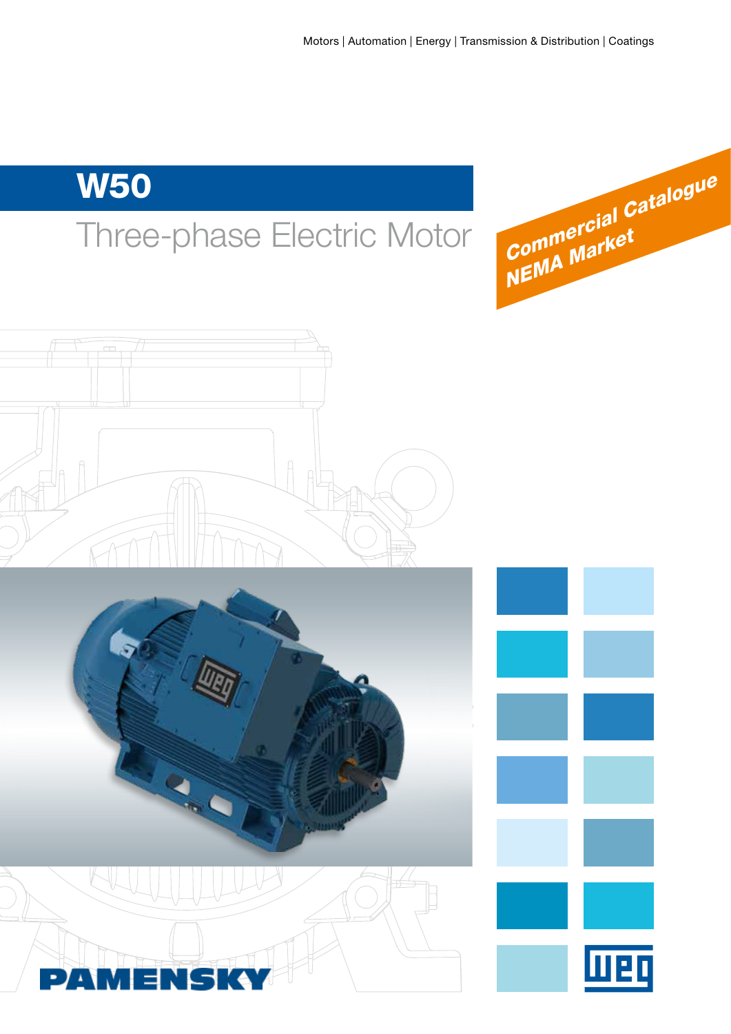Motors | Automation | Energy | Transmission & Distribution | Coatings

# W50

## Three-phase Electric Motor

**Commercial Catalogue**
**NEMA Market**

PAMENSKY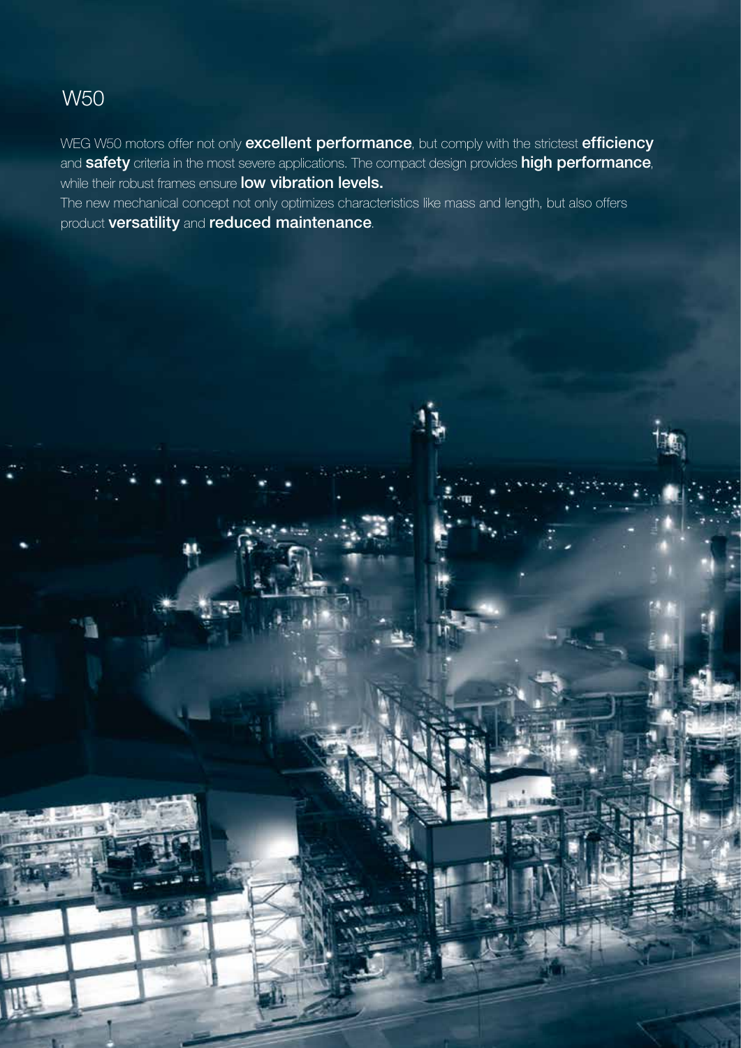# W50

WEG W50 motors offer not only **excellent performance**, but comply with the strictest **efficiency** and **safety** criteria in the most severe applications. The compact design provides **high performance**, while their robust frames ensure **low vibration levels.**

The new mechanical concept not only optimizes characteristics like mass and length, but also offers product **versatility** and **reduced maintenance**.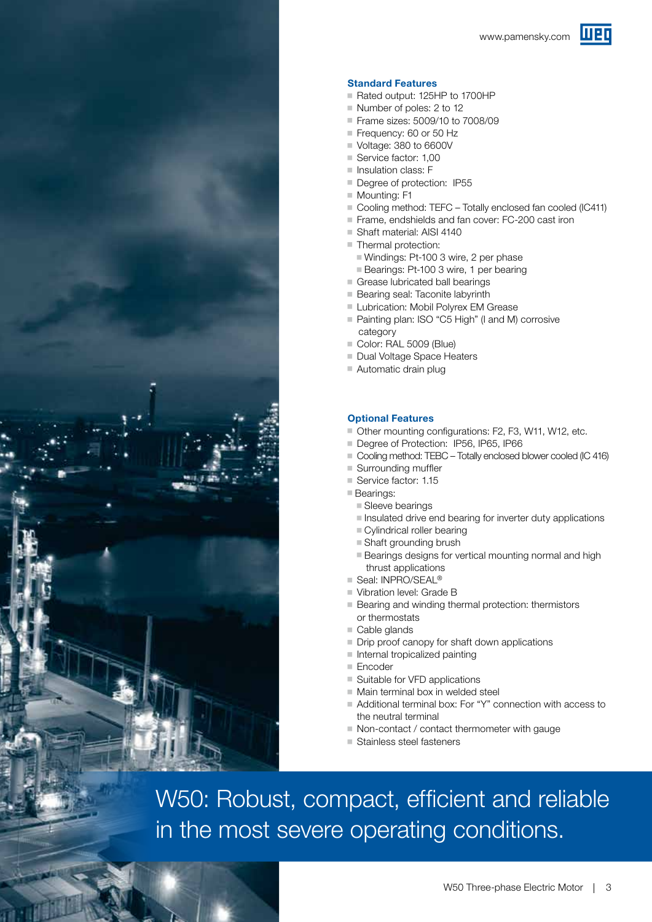## Standard Features

- Rated output: 125HP to 1700HP
- Number of poles: 2 to 12
- Frame sizes: 5009/10 to 7008/09
- Frequency: 60 or 50 Hz
- Voltage: 380 to 6600V
- Service factor: 1,00
- Insulation class: F
- Degree of protection: IP55
- Mounting: F1
- Cooling method: TEFC – Totally enclosed fan cooled (IC411)
- Frame, endshields and fan cover: FC-200 cast iron
- Shaft material: AISI 4140
- Thermal protection:
  - Windings: Pt-100 3 wire, 2 per phase
  - Bearings: Pt-100 3 wire, 1 per bearing
- Grease lubricated ball bearings
- Bearing seal: Taconite labyrinth
- Lubrication: Mobil Polyrex EM Grease
- Painting plan: ISO "C5 High" (I and M) corrosive category
- Color: RAL 5009 (Blue)
- Dual Voltage Space Heaters
- Automatic drain plug

## Optional Features

- Other mounting configurations: F2, F3, W11, W12, etc.
- Degree of Protection: IP56, IP65, IP66
- Cooling method: TEBC – Totally enclosed blower cooled (IC 416)
- Surrounding muffler
- Service factor: 1.15
- Bearings:
  - Sleeve bearings
  - Insulated drive end bearing for inverter duty applications
  - Cylindrical roller bearing
  - Shaft grounding brush
  - Bearings designs for vertical mounting normal and high thrust applications
- Seal: INPRO/SEAL®
- Vibration level: Grade B
- Bearing and winding thermal protection: thermistors or thermostats
- Cable glands
- Drip proof canopy for shaft down applications
- Internal tropicalized painting
- Encoder
- Suitable for VFD applications
- Main terminal box in welded steel
- Additional terminal box: For "Y" connection with access to the neutral terminal
- Non-contact / contact thermometer with gauge
- Stainless steel fasteners

W50: Robust, compact, efficient and reliable in the most severe operating conditions.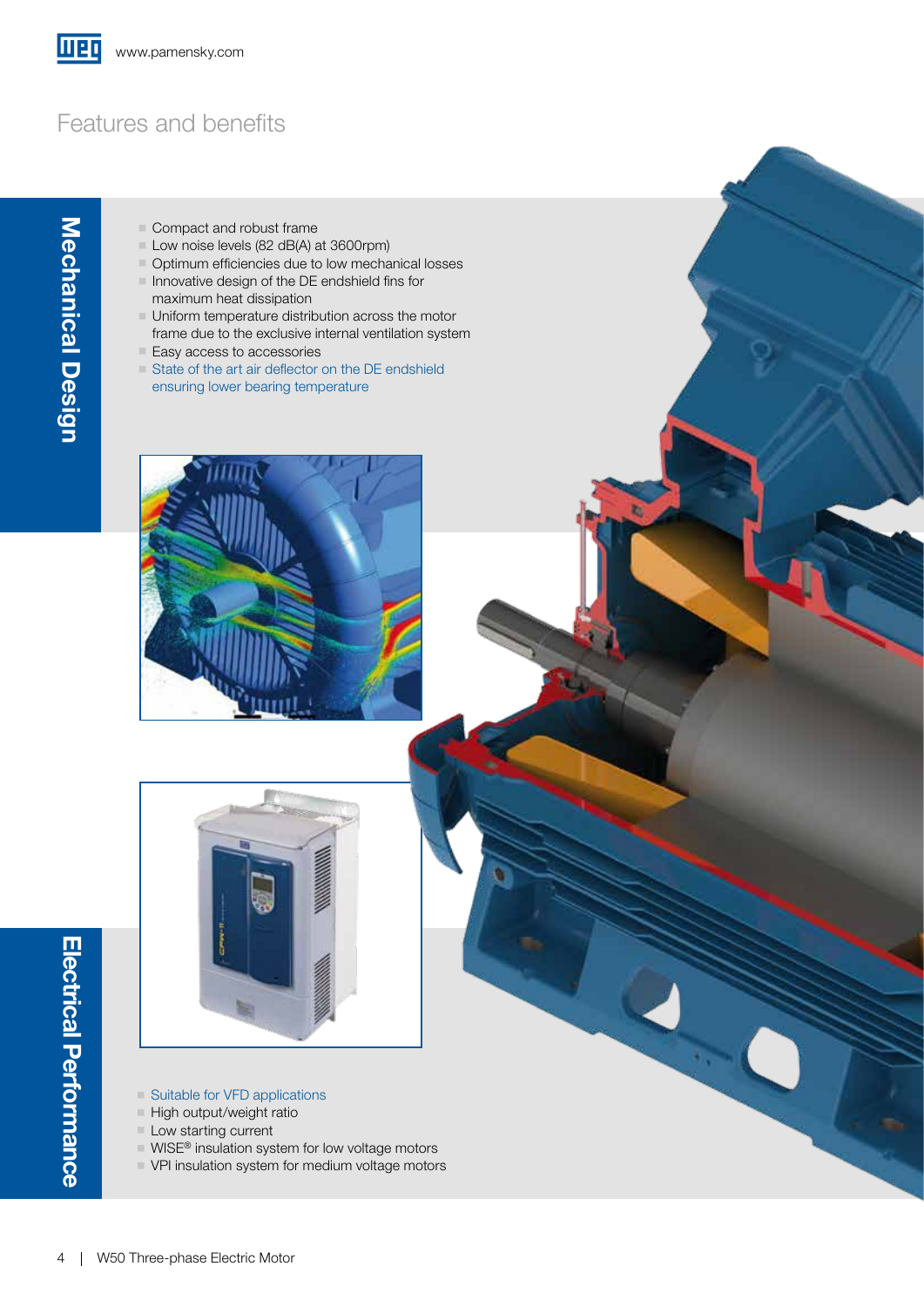# Features and benefits

## Mechanical Design

- Compact and robust frame
- Low noise levels (82 dB(A) at 3600rpm)
- Optimum efficiencies due to low mechanical losses
- Innovative design of the DE endshield fins for maximum heat dissipation
- Uniform temperature distribution across the motor frame due to the exclusive internal ventilation system
- Easy access to accessories
- State of the art air deflector on the DE endshield ensuring lower bearing temperature

## Electrical Performance

- Suitable for VFD applications
- High output/weight ratio
- Low starting current
- WISE® insulation system for low voltage motors
- VPI insulation system for medium voltage motors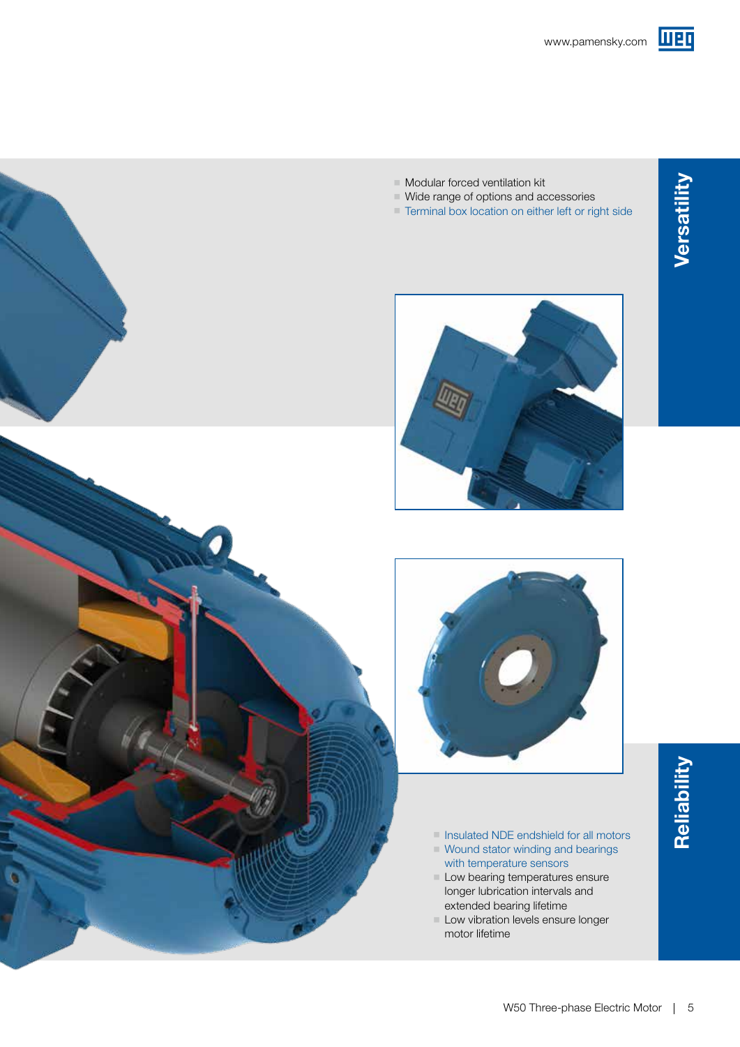## Versatility

- Modular forced ventilation kit
- Wide range of options and accessories
- Terminal box location on either left or right side

## Reliability

- Insulated NDE endshield for all motors
- Wound stator winding and bearings with temperature sensors
- Low bearing temperatures ensure longer lubrication intervals and extended bearing lifetime
- Low vibration levels ensure longer motor lifetime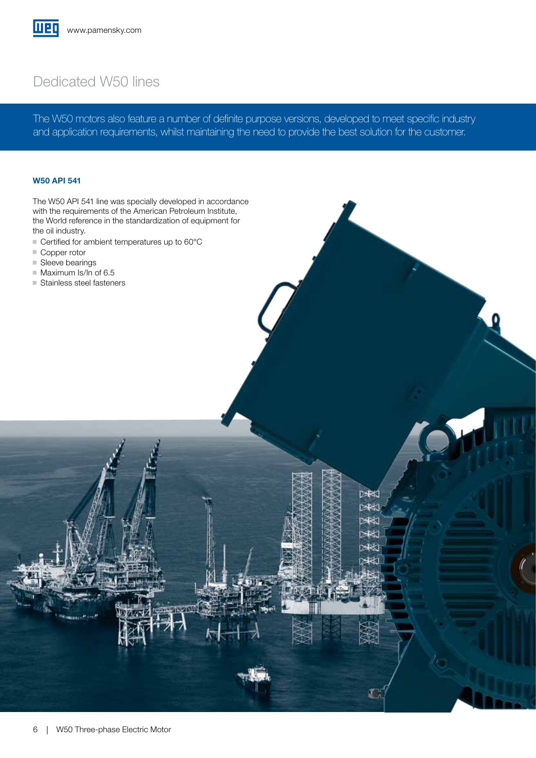# Dedicated W50 lines

The W50 motors also feature a number of definite purpose versions, developed to meet specific industry and application requirements, whilst maintaining the need to provide the best solution for the customer.

### W50 API 541

The W50 API 541 line was specially developed in accordance with the requirements of the American Petroleum Institute, the World reference in the standardization of equipment for the oil industry.

- Certified for ambient temperatures up to 60°C
- Copper rotor
- Sleeve bearings
- Maximum Is/In of 6.5
- Stainless steel fasteners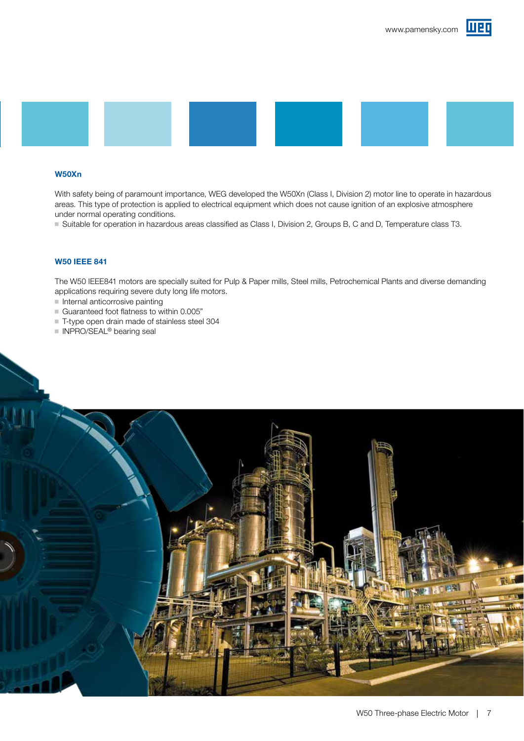### W50Xn

With safety being of paramount importance, WEG developed the W50Xn (Class I, Division 2) motor line to operate in hazardous areas. This type of protection is applied to electrical equipment which does not cause ignition of an explosive atmosphere under normal operating conditions.

- Suitable for operation in hazardous areas classified as Class I, Division 2, Groups B, C and D, Temperature class T3.

### W50 IEEE 841

The W50 IEEE841 motors are specially suited for Pulp & Paper mills, Steel mills, Petrochemical Plants and diverse demanding applications requiring severe duty long life motors.

- Internal anticorrosive painting
- Guaranteed foot flatness to within 0.005"
- T-type open drain made of stainless steel 304
- INPRO/SEAL® bearing seal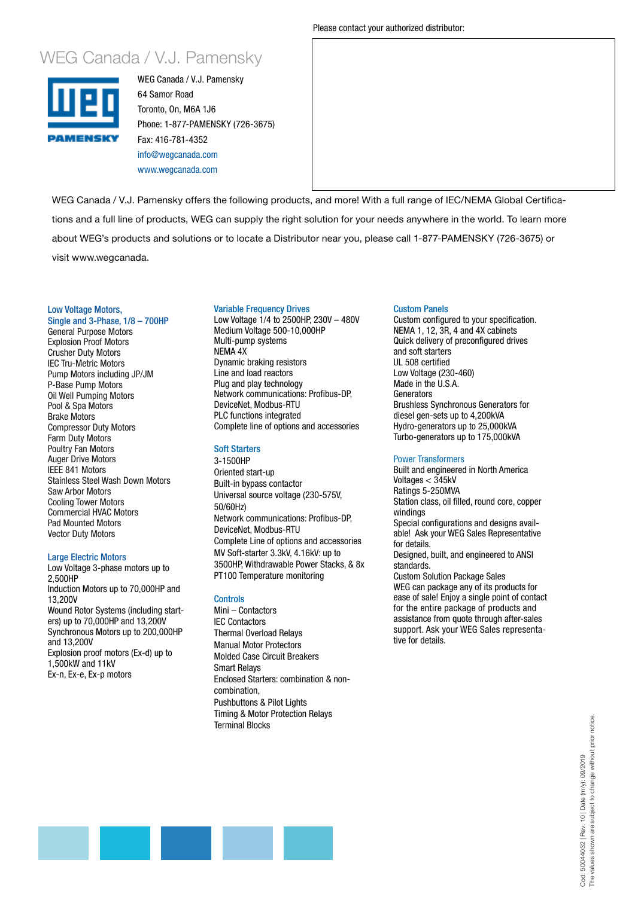Please contact your authorized distributor:

# WEG Canada / V.J. Pamensky

WEG Canada / V.J. Pamensky
64 Samor Road
Toronto, On, M6A 1J6
Phone: 1-877-PAMENSKY (726-3675)
Fax: 416-781-4352
info@wegcanada.com
www.wegcanada.com

WEG Canada / V.J. Pamensky offers the following products, and more! With a full range of IEC/NEMA Global Certifications and a full line of products, WEG can supply the right solution for your needs anywhere in the world. To learn more about WEG's products and solutions or to locate a Distributor near you, please call 1-877-PAMENSKY (726-3675) or visit www.wegcanada.com.

### Low Voltage Motors, Single and 3-Phase, 1/8 – 700HP

General Purpose Motors
Explosion Proof Motors
Crusher Duty Motors
IEC Tru-Metric Motors
Pump Motors including JP/JM
P-Base Pump Motors
Oil Well Pumping Motors
Pool & Spa Motors
Brake Motors
Compressor Duty Motors
Farm Duty Motors
Poultry Fan Motors
Auger Drive Motors
IEEE 841 Motors
Stainless Steel Wash Down Motors
Saw Arbor Motors
Cooling Tower Motors
Commercial HVAC Motors
Pad Mounted Motors
Vector Duty Motors

### Large Electric Motors

Low Voltage 3-phase motors up to 2,500HP
Induction Motors up to 70,000HP and 13,200V
Wound Rotor Systems (including starters) up to 70,000HP and 13,200V
Synchronous Motors up to 200,000HP and 13,200V
Explosion proof motors (Ex-d) up to 1,500kW and 11kV
Ex-n, Ex-e, Ex-p motors

### Variable Frequency Drives

Low Voltage 1/4 to 2500HP, 230V – 480V
Medium Voltage 500-10,000HP
Multi-pump systems
NEMA 4X
Dynamic braking resistors
Line and load reactors
Plug and play technology
Network communications: Profibus-DP, DeviceNet, Modbus-RTU
PLC functions integrated
Complete line of options and accessories

### Soft Starters

3-1500HP
Oriented start-up
Built-in bypass contactor
Universal source voltage (230-575V, 50/60Hz)
Network communications: Profibus-DP, DeviceNet, Modbus-RTU
Complete Line of options and accessories
MV Soft-starter 3.3kV, 4.16kV: up to 3500HP, Withdrawable Power Stacks, & 8x PT100 Temperature monitoring

### Controls

Mini – Contactors
IEC Contactors
Thermal Overload Relays
Manual Motor Protectors
Molded Case Circuit Breakers
Smart Relays
Enclosed Starters: combination & non-combination,
Pushbuttons & Pilot Lights
Timing & Motor Protection Relays
Terminal Blocks

### Custom Panels

Custom configured to your specification.
NEMA 1, 12, 3R, 4 and 4X cabinets
Quick delivery of preconfigured drives and soft starters
UL 508 certified
Low Voltage (230-460)
Made in the U.S.A.
Generators
Brushless Synchronous Generators for diesel gen-sets up to 4,200kVA
Hydro-generators up to 25,000kVA
Turbo-generators up to 175,000kVA

### Power Transformers

Built and engineered in North America
Voltages < 345kV
Ratings 5-250MVA
Station class, oil filled, round core, copper windings
Special configurations and designs available! Ask your WEG Sales Representative for details.
Designed, built, and engineered to ANSI standards.
Custom Solution Package Sales
WEG can package any of its products for ease of sale! Enjoy a single point of contact for the entire package of products and assistance from quote through after-sales support. Ask your WEG Sales representative for details.

Cod: 50044032 | Rev: 10 | Date (m/y): 09/2019
The values shown are subject to change without prior notice.